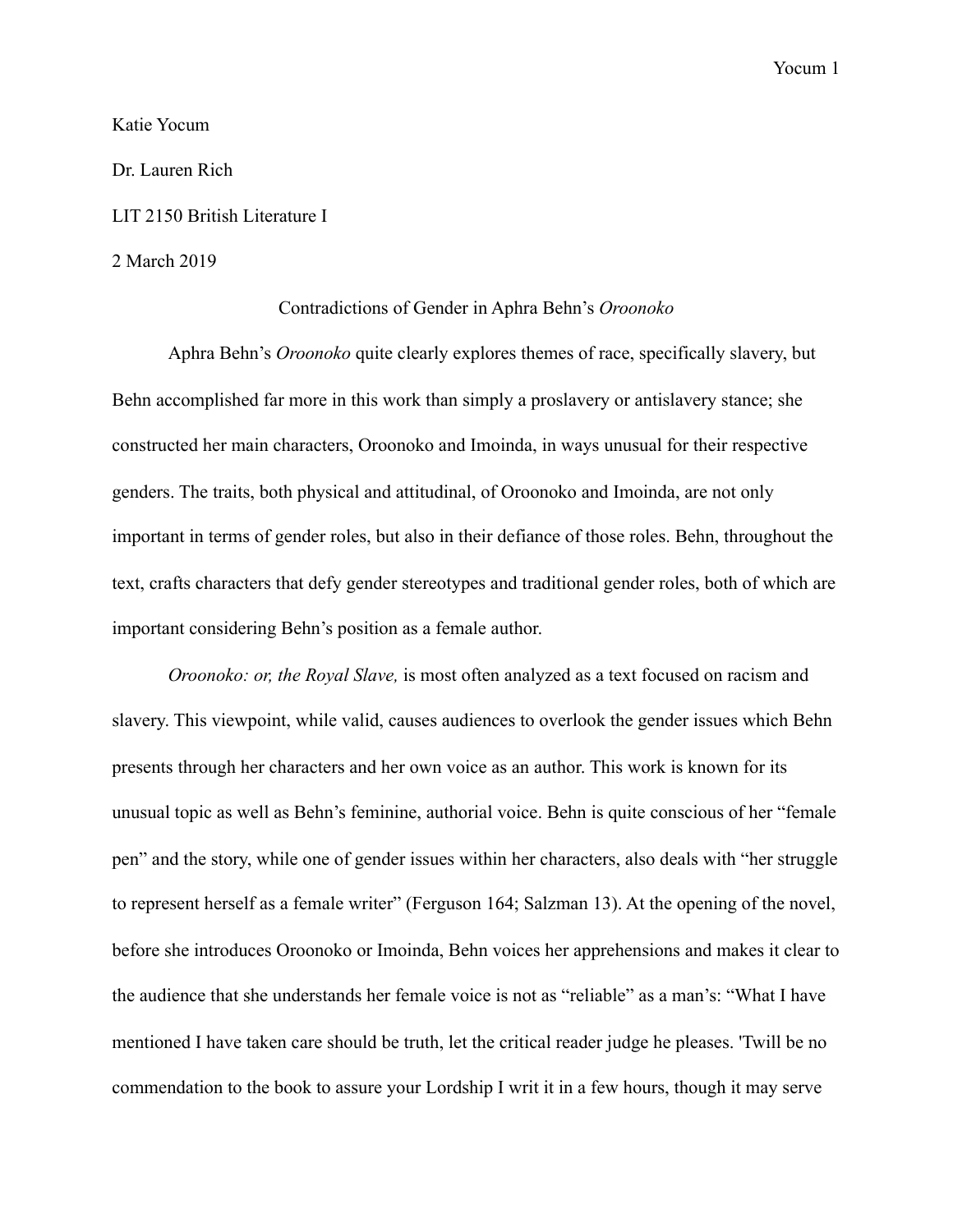Katie Yocum

Dr. Lauren Rich

LIT 2150 British Literature I

2 March 2019

Contradictions of Gender in Aphra Behn's *Oroonoko*

Aphra Behn's *Oroonoko* quite clearly explores themes of race, specifically slavery, but Behn accomplished far more in this work than simply a proslavery or antislavery stance; she constructed her main characters, Oroonoko and Imoinda, in ways unusual for their respective genders. The traits, both physical and attitudinal, of Oroonoko and Imoinda, are not only important in terms of gender roles, but also in their defiance of those roles. Behn, throughout the text, crafts characters that defy gender stereotypes and traditional gender roles, both of which are important considering Behn's position as a female author.

*Oroonoko: or, the Royal Slave,* is most often analyzed as a text focused on racism and slavery. This viewpoint, while valid, causes audiences to overlook the gender issues which Behn presents through her characters and her own voice as an author. This work is known for its unusual topic as well as Behn's feminine, authorial voice. Behn is quite conscious of her "female pen" and the story, while one of gender issues within her characters, also deals with "her struggle to represent herself as a female writer" (Ferguson 164; Salzman 13). At the opening of the novel, before she introduces Oroonoko or Imoinda, Behn voices her apprehensions and makes it clear to the audience that she understands her female voice is not as "reliable" as a man's: "What I have mentioned I have taken care should be truth, let the critical reader judge he pleases. 'Twill be no commendation to the book to assure your Lordship I writ it in a few hours, though it may serve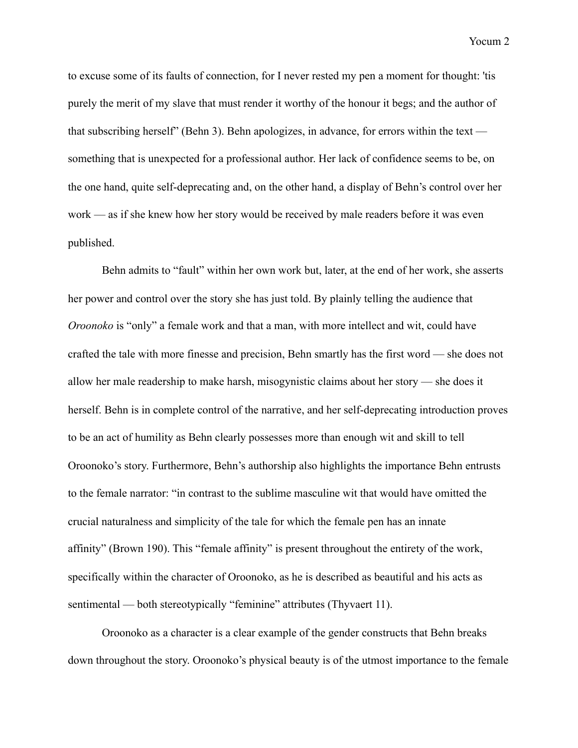to excuse some of its faults of connection, for I never rested my pen a moment for thought: 'tis purely the merit of my slave that must render it worthy of the honour it begs; and the author of that subscribing herself" (Behn 3). Behn apologizes, in advance, for errors within the text — something that is unexpected for a professional author. Her lack of confidence seems to be, on the one hand, quite self-deprecating and, on the other hand, a display of Behn's control over her work — as if she knew how her story would be received by male readers before it was even published.

Behn admits to "fault" within her own work but, later, at the end of her work, she asserts her power and control over the story she has just told. By plainly telling the audience that *Oroonoko* is "only" a female work and that a man, with more intellect and wit, could have crafted the tale with more finesse and precision, Behn smartly has the first word — she does not allow her male readership to make harsh, misogynistic claims about her story — she does it herself. Behn is in complete control of the narrative, and her self-deprecating introduction proves to be an act of humility as Behn clearly possesses more than enough wit and skill to tell Oroonoko's story. Furthermore, Behn's authorship also highlights the importance Behn entrusts to the female narrator: "in contrast to the sublime masculine wit that would have omitted the crucial naturalness and simplicity of the tale for which the female pen has an innate affinity" (Brown 190). This "female affinity" is present throughout the entirety of the work, specifically within the character of Oroonoko, as he is described as beautiful and his acts as sentimental — both stereotypically "feminine" attributes (Thyvaert 11).

Oroonoko as a character is a clear example of the gender constructs that Behn breaks down throughout the story. Oroonoko's physical beauty is of the utmost importance to the female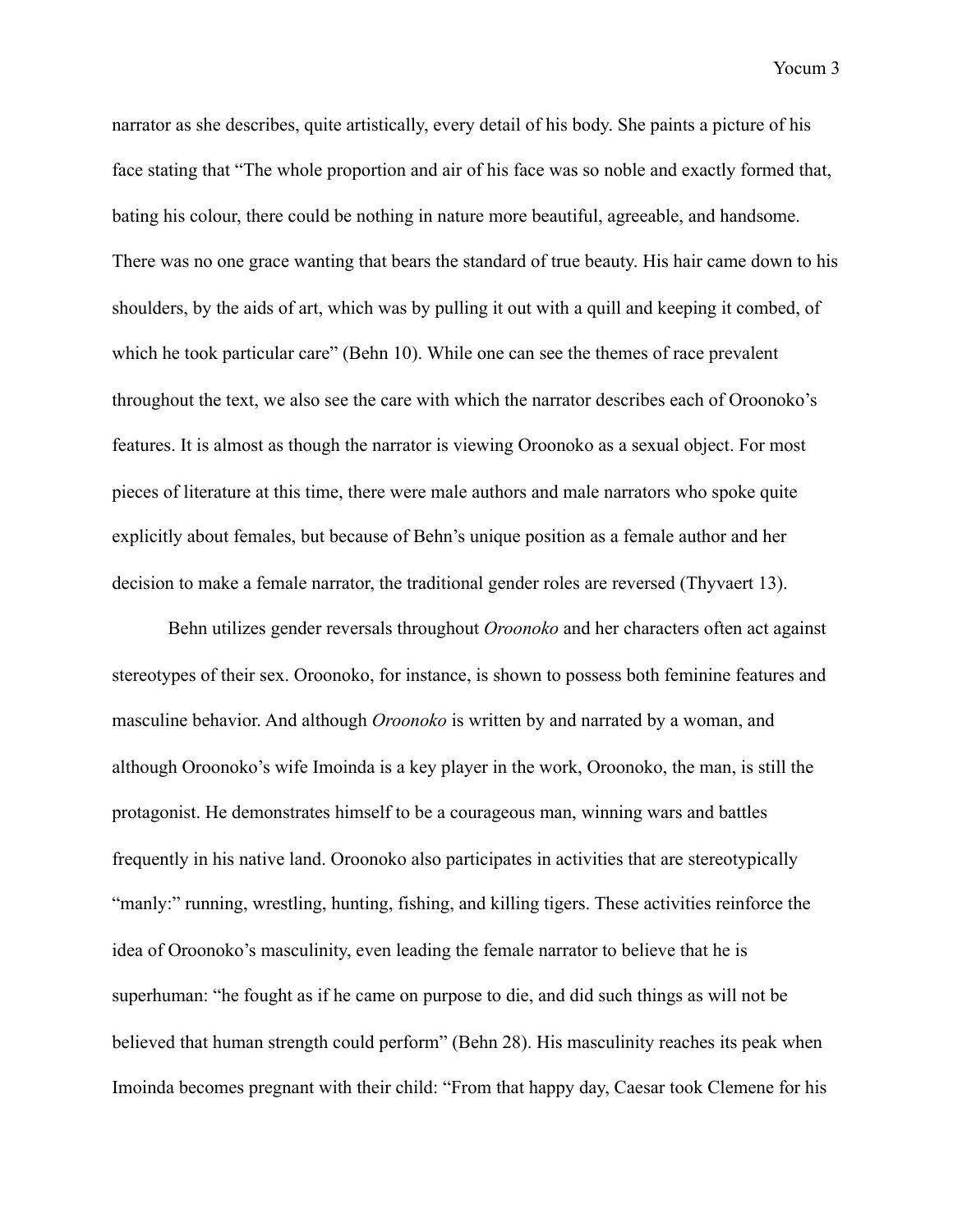narrator as she describes, quite artistically, every detail of his body. She paints a picture of his face stating that “The whole proportion and air of his face was so noble and exactly formed that, bating his colour, there could be nothing in nature more beautiful, agreeable, and handsome. There was no one grace wanting that bears the standard of true beauty. His hair came down to his shoulders, by the aids of art, which was by pulling it out with a quill and keeping it combed, of which he took particular care” (Behn 10). While one can see the themes of race prevalent throughout the text, we also see the care with which the narrator describes each of Oroonoko’s features. It is almost as though the narrator is viewing Oroonoko as a sexual object. For most pieces of literature at this time, there were male authors and male narrators who spoke quite explicitly about females, but because of Behn’s unique position as a female author and her decision to make a female narrator, the traditional gender roles are reversed (Thyvaert 13).

Behn utilizes gender reversals throughout *Oroonoko* and her characters often act against stereotypes of their sex. Oroonoko, for instance, is shown to possess both feminine features and masculine behavior. And although *Oroonoko* is written by and narrated by a woman, and although Oroonoko’s wife Imoinda is a key player in the work, Oroonoko, the man, is still the protagonist. He demonstrates himself to be a courageous man, winning wars and battles frequently in his native land. Oroonoko also participates in activities that are stereotypically “manly:” running, wrestling, hunting, fishing, and killing tigers. These activities reinforce the idea of Oroonoko’s masculinity, even leading the female narrator to believe that he is superhuman: “he fought as if he came on purpose to die, and did such things as will not be believed that human strength could perform” (Behn 28). His masculinity reaches its peak when Imoinda becomes pregnant with their child: “From that happy day, Caesar took Clemene for his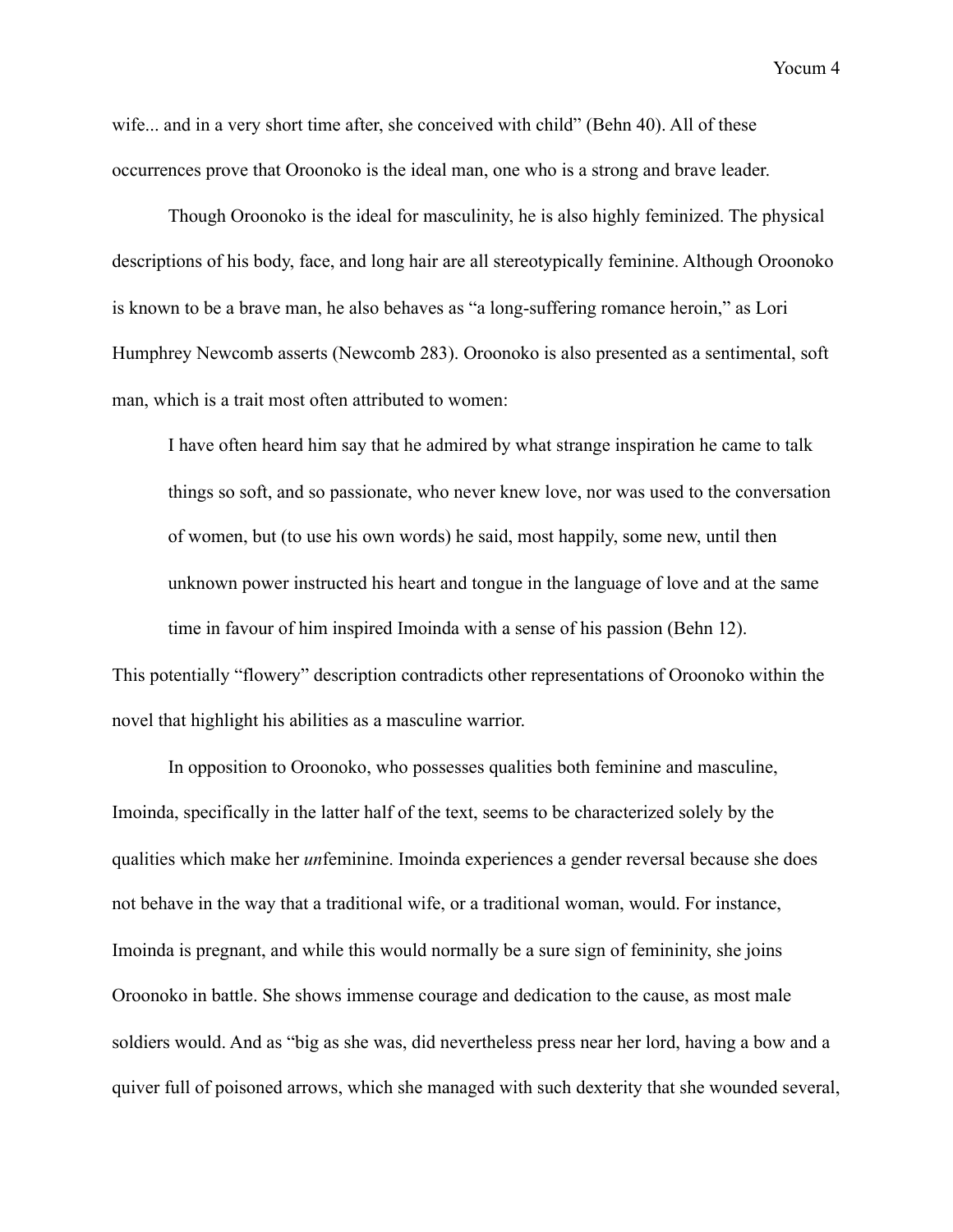wife... and in a very short time after, she conceived with child" (Behn 40). All of these occurrences prove that Oroonoko is the ideal man, one who is a strong and brave leader.

Though Oroonoko is the ideal for masculinity, he is also highly feminized. The physical descriptions of his body, face, and long hair are all stereotypically feminine. Although Oroonoko is known to be a brave man, he also behaves as "a long-suffering romance heroin," as Lori Humphrey Newcomb asserts (Newcomb 283). Oroonoko is also presented as a sentimental, soft man, which is a trait most often attributed to women:

> I have often heard him say that he admired by what strange inspiration he came to talk things so soft, and so passionate, who never knew love, nor was used to the conversation of women, but (to use his own words) he said, most happily, some new, until then unknown power instructed his heart and tongue in the language of love and at the same time in favour of him inspired Imoinda with a sense of his passion (Behn 12).

This potentially "flowery" description contradicts other representations of Oroonoko within the novel that highlight his abilities as a masculine warrior.

In opposition to Oroonoko, who possesses qualities both feminine and masculine, Imoinda, specifically in the latter half of the text, seems to be characterized solely by the qualities which make her *un*feminine. Imoinda experiences a gender reversal because she does not behave in the way that a traditional wife, or a traditional woman, would. For instance, Imoinda is pregnant, and while this would normally be a sure sign of femininity, she joins Oroonoko in battle. She shows immense courage and dedication to the cause, as most male soldiers would. And as "big as she was, did nevertheless press near her lord, having a bow and a quiver full of poisoned arrows, which she managed with such dexterity that she wounded several,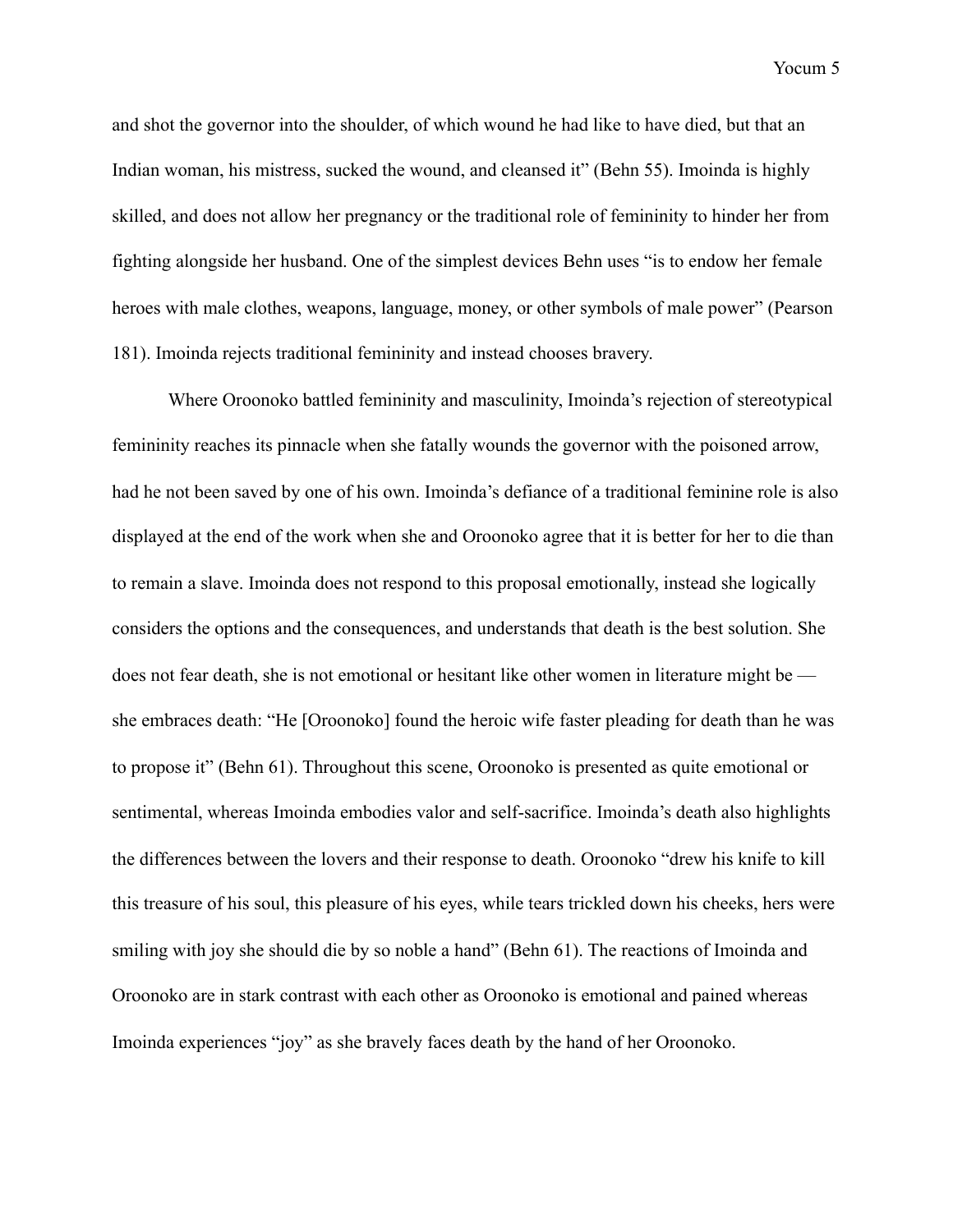and shot the governor into the shoulder, of which wound he had like to have died, but that an Indian woman, his mistress, sucked the wound, and cleansed it" (Behn 55). Imoinda is highly skilled, and does not allow her pregnancy or the traditional role of femininity to hinder her from fighting alongside her husband. One of the simplest devices Behn uses "is to endow her female heroes with male clothes, weapons, language, money, or other symbols of male power" (Pearson 181). Imoinda rejects traditional femininity and instead chooses bravery.

Where Oroonoko battled femininity and masculinity, Imoinda's rejection of stereotypical femininity reaches its pinnacle when she fatally wounds the governor with the poisoned arrow, had he not been saved by one of his own. Imoinda's defiance of a traditional feminine role is also displayed at the end of the work when she and Oroonoko agree that it is better for her to die than to remain a slave. Imoinda does not respond to this proposal emotionally, instead she logically considers the options and the consequences, and understands that death is the best solution. She does not fear death, she is not emotional or hesitant like other women in literature might be — she embraces death: "He [Oroonoko] found the heroic wife faster pleading for death than he was to propose it" (Behn 61). Throughout this scene, Oroonoko is presented as quite emotional or sentimental, whereas Imoinda embodies valor and self-sacrifice. Imoinda's death also highlights the differences between the lovers and their response to death. Oroonoko "drew his knife to kill this treasure of his soul, this pleasure of his eyes, while tears trickled down his cheeks, hers were smiling with joy she should die by so noble a hand" (Behn 61). The reactions of Imoinda and Oroonoko are in stark contrast with each other as Oroonoko is emotional and pained whereas Imoinda experiences "joy" as she bravely faces death by the hand of her Oroonoko.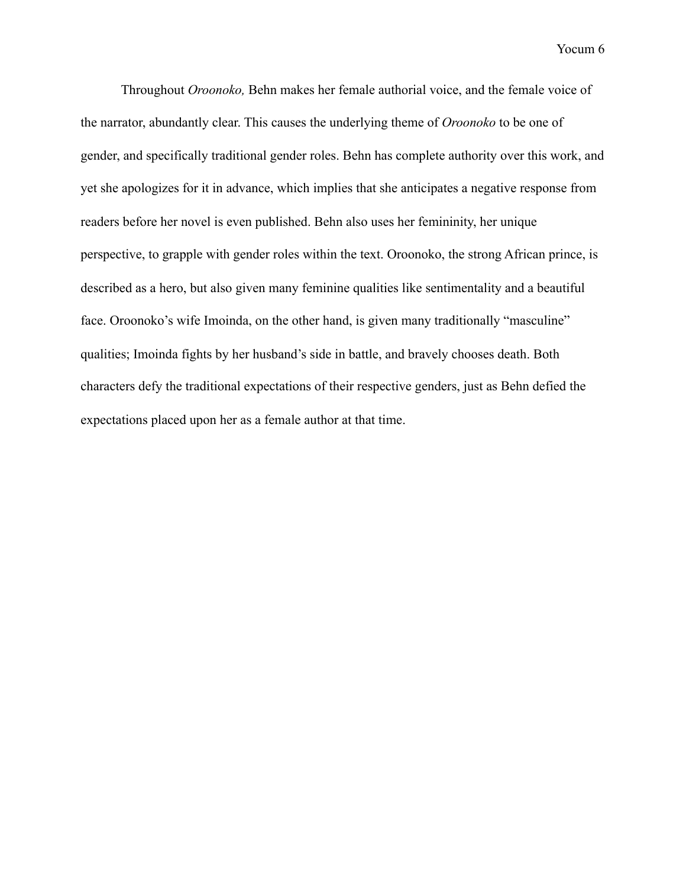Throughout *Oroonoko,* Behn makes her female authorial voice, and the female voice of the narrator, abundantly clear. This causes the underlying theme of *Oroonoko* to be one of gender, and specifically traditional gender roles. Behn has complete authority over this work, and yet she apologizes for it in advance, which implies that she anticipates a negative response from readers before her novel is even published. Behn also uses her femininity, her unique perspective, to grapple with gender roles within the text. Oroonoko, the strong African prince, is described as a hero, but also given many feminine qualities like sentimentality and a beautiful face. Oroonoko's wife Imoinda, on the other hand, is given many traditionally "masculine" qualities; Imoinda fights by her husband's side in battle, and bravely chooses death. Both characters defy the traditional expectations of their respective genders, just as Behn defied the expectations placed upon her as a female author at that time.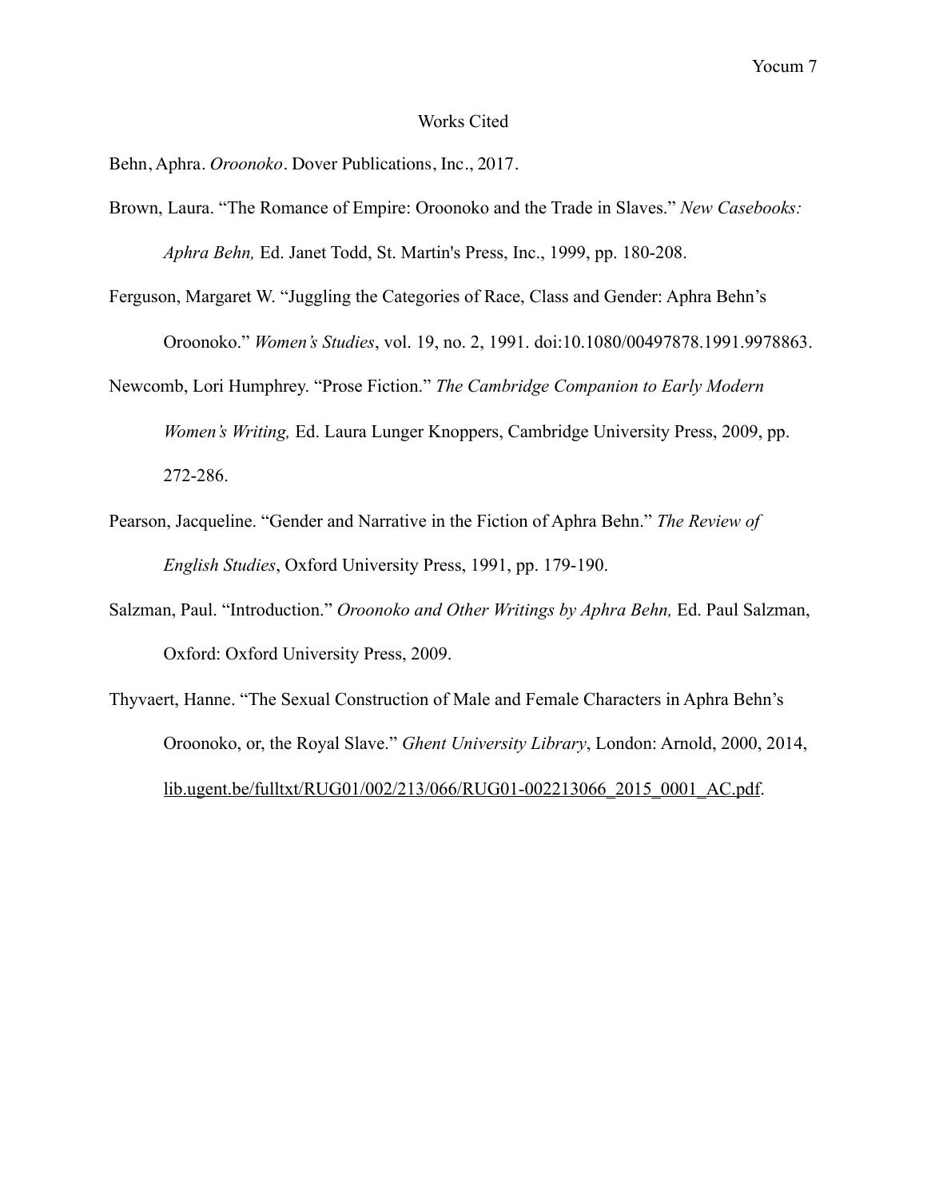# Works Cited

Behn, Aphra. *Oroonoko*. Dover Publications, Inc., 2017.

Brown, Laura. "The Romance of Empire: Oroonoko and the Trade in Slaves." *New Casebooks: Aphra Behn,* Ed. Janet Todd, St. Martin's Press, Inc., 1999, pp. 180-208.

Ferguson, Margaret W. "Juggling the Categories of Race, Class and Gender: Aphra Behn's Oroonoko." *Women's Studies*, vol. 19, no. 2, 1991. doi:10.1080/00497878.1991.9978863.

Newcomb, Lori Humphrey. "Prose Fiction." *The Cambridge Companion to Early Modern Women's Writing,* Ed. Laura Lunger Knoppers, Cambridge University Press, 2009, pp. 272-286.

Pearson, Jacqueline. "Gender and Narrative in the Fiction of Aphra Behn." *The Review of English Studies*, Oxford University Press, 1991, pp. 179-190.

Salzman, Paul. "Introduction." *Oroonoko and Other Writings by Aphra Behn,* Ed. Paul Salzman, Oxford: Oxford University Press, 2009.

Thyvaert, Hanne. "The Sexual Construction of Male and Female Characters in Aphra Behn's Oroonoko, or, the Royal Slave." *Ghent University Library*, London: Arnold, 2000, 2014, lib.ugent.be/fulltxt/RUG01/002/213/066/RUG01-002213066_2015_0001_AC.pdf.